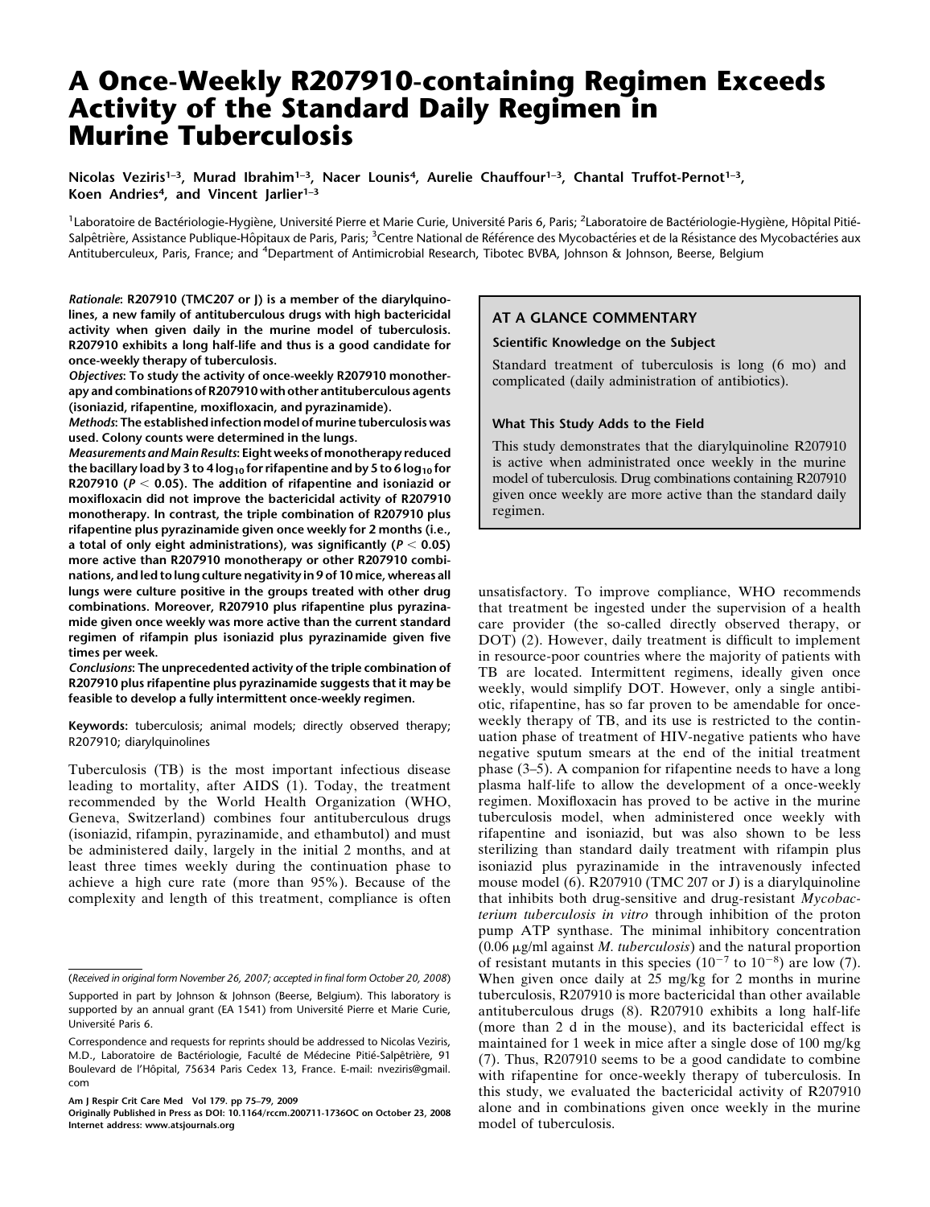# A Once-Weekly R207910-containing Regimen Exceeds Activity of the Standard Daily Regimen in Murine Tuberculosis

Nicolas Veziris[1–3], Murad Ibrahim[1–3], Nacer Lounis[4], Aurelie Chauffour[1–3], Chantal Truffot-Pernot[1–3], Koen Andries[4], and Vincent Jarlier[1–3]

[1]Laboratoire de Bactériologie-Hygiène, Université Pierre et Marie Curie, Université Paris 6, Paris; [2]Laboratoire de Bactériologie-Hygiène, Hôpital Pitié-Salpêtrière, Assistance Publique-Hôpitaux de Paris, Paris; [3]Centre National de Référence des Mycobactéries et de la Résistance des Mycobactéries aux Antituberculeux, Paris, France; and [4]Department of Antimicrobial Research, Tibotec BVBA, Johnson & Johnson, Beerse, Belgium

***Rationale*: R207910 (TMC207 or J) is a member of the diarylquinolines, a new family of antituberculous drugs with high bactericidal activity when given daily in the murine model of tuberculosis. R207910 exhibits a long half-life and thus is a good candidate for once-weekly therapy of tuberculosis.**

***Objectives*: To study the activity of once-weekly R207910 monotherapy and combinations of R207910 with other antituberculous agents (isoniazid, rifapentine, moxifloxacin, and pyrazinamide).**

***Methods*: The established infection model of murine tuberculosis was used. Colony counts were determined in the lungs.**

***Measurements and Main Results*: Eight weeks of monotherapy reduced the bacillary load by 3 to 4 $\log_{10}$ for rifapentine and by 5 to 6 $\log_{10}$ for R207910 ($P < 0.05$). The addition of rifapentine and isoniazid or moxifloxacin did not improve the bactericidal activity of R207910 monotherapy. In contrast, the triple combination of R207910 plus rifapentine plus pyrazinamide given once weekly for 2 months (i.e., a total of only eight administrations), was significantly ($P < 0.05$) more active than R207910 monotherapy or other R207910 combinations, and led to lung culture negativity in 9 of 10 mice, whereas all lungs were culture positive in the groups treated with other drug combinations. Moreover, R207910 plus rifapentine plus pyrazinamide given once weekly was more active than the current standard regimen of rifampin plus isoniazid plus pyrazinamide given five times per week.**

***Conclusions*: The unprecedented activity of the triple combination of R207910 plus rifapentine plus pyrazinamide suggests that it may be feasible to develop a fully intermittent once-weekly regimen.**

**Keywords:** tuberculosis; animal models; directly observed therapy; R207910; diarylquinolines

## AT A GLANCE COMMENTARY

### Scientific Knowledge on the Subject

Standard treatment of tuberculosis is long (6 mo) and complicated (daily administration of antibiotics).

### What This Study Adds to the Field

This study demonstrates that the diarylquinoline R207910 is active when administrated once weekly in the murine model of tuberculosis. Drug combinations containing R207910 given once weekly are more active than the standard daily regimen.

Tuberculosis (TB) is the most important infectious disease leading to mortality, after AIDS (1). Today, the treatment recommended by the World Health Organization (WHO, Geneva, Switzerland) combines four antituberculous drugs (isoniazid, rifampin, pyrazinamide, and ethambutol) and must be administered daily, largely in the initial 2 months, and at least three times weekly during the continuation phase to achieve a high cure rate (more than 95%). Because of the complexity and length of this treatment, compliance is often unsatisfactory. To improve compliance, WHO recommends that treatment be ingested under the supervision of a health care provider (the so-called directly observed therapy, or DOT) (2). However, daily treatment is difficult to implement in resource-poor countries where the majority of patients with TB are located. Intermittent regimens, ideally given once weekly, would simplify DOT. However, only a single antibiotic, rifapentine, has so far proven to be amendable for once-weekly therapy of TB, and its use is restricted to the continuation phase of treatment of HIV-negative patients who have negative sputum smears at the end of the initial treatment phase (3–5). A companion for rifapentine needs to have a long plasma half-life to allow the development of a once-weekly regimen. Moxifloxacin has proved to be active in the murine tuberculosis model, when administered once weekly with rifapentine and isoniazid, but was also shown to be less sterilizing than standard daily treatment with rifampin plus isoniazid plus pyrazinamide in the intravenously infected mouse model (6). R207910 (TMC 207 or J) is a diarylquinoline that inhibits both drug-sensitive and drug-resistant *Mycobacterium tuberculosis in vitro* through inhibition of the proton pump ATP synthase. The minimal inhibitory concentration (0.06 μg/ml against *M. tuberculosis*) and the natural proportion of resistant mutants in this species ($10^{-7}$ to $10^{-8}$) are low (7). When given once daily at 25 mg/kg for 2 months in murine tuberculosis, R207910 is more bactericidal than other available antituberculous drugs (8). R207910 exhibits a long half-life (more than 2 d in the mouse), and its bactericidal effect is maintained for 1 week in mice after a single dose of 100 mg/kg (7). Thus, R207910 seems to be a good candidate to combine with rifapentine for once-weekly therapy of tuberculosis. In this study, we evaluated the bactericidal activity of R207910 alone and in combinations given once weekly in the murine model of tuberculosis.

(*Received in original form November 26, 2007; accepted in final form October 20, 2008*)

Supported in part by Johnson & Johnson (Beerse, Belgium). This laboratory is supported by an annual grant (EA 1541) from Université Pierre et Marie Curie, Université Paris 6.

Correspondence and requests for reprints should be addressed to Nicolas Veziris, M.D., Laboratoire de Bactériologie, Faculté de Médecine Pitié-Salpêtrière, 91 Boulevard de l'Hôpital, 75634 Paris Cedex 13, France. E-mail: nveziris@gmail.com

Originally Published in Press as DOI: 10.1164/rccm.200711-1736OC on October 23, 2008
Internet address: www.atsjournals.org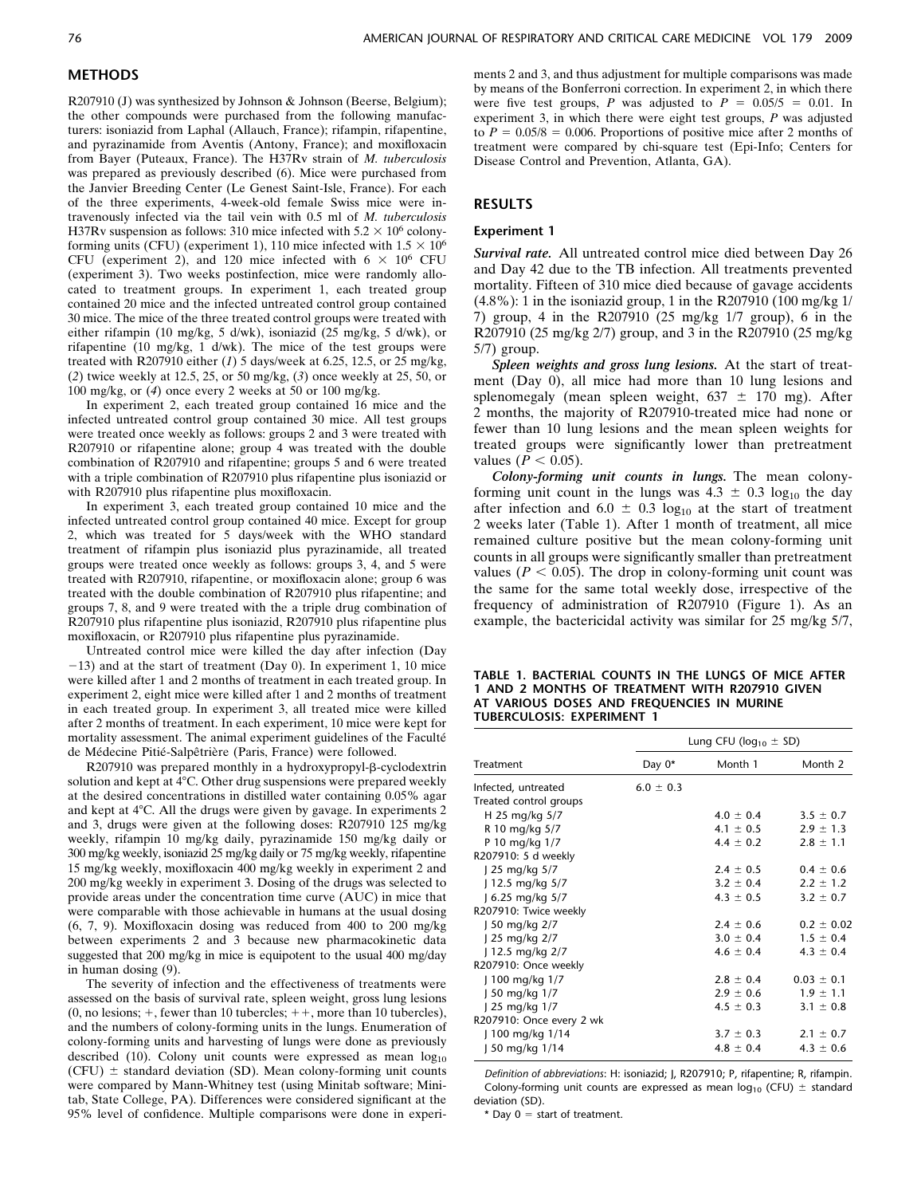## METHODS

R207910 (J) was synthesized by Johnson & Johnson (Beerse, Belgium); the other compounds were purchased from the following manufacturers: isoniazid from Laphal (Allauch, France); rifampin, rifapentine, and pyrazinamide from Aventis (Antony, France); and moxifloxacin from Bayer (Puteaux, France). The H37Rv strain of *M. tuberculosis* was prepared as previously described (6). Mice were purchased from the Janvier Breeding Center (Le Genest Saint-Isle, France). For each of the three experiments, 4-week-old female Swiss mice were intravenously infected via the tail vein with 0.5 ml of *M. tuberculosis* H37Rv suspension as follows: 310 mice infected with $5.2 \times 10^6$ colony-forming units (CFU) (experiment 1), 110 mice infected with $1.5 \times 10^6$ CFU (experiment 2), and 120 mice infected with $6 \times 10^6$ CFU (experiment 3). Two weeks postinfection, mice were randomly allocated to treatment groups. In experiment 1, each treated group contained 20 mice and the infected untreated control group contained 30 mice. The mice of the three treated control groups were treated with either rifampin (10 mg/kg, 5 d/wk), isoniazid (25 mg/kg, 5 d/wk), or rifapentine (10 mg/kg, 1 d/wk). The mice of the test groups were treated with R207910 either (*1*) 5 days/week at 6.25, 12.5, or 25 mg/kg, (*2*) twice weekly at 12.5, 25, or 50 mg/kg, (*3*) once weekly at 25, 50, or 100 mg/kg, or (*4*) once every 2 weeks at 50 or 100 mg/kg.

In experiment 2, each treated group contained 16 mice and the infected untreated control group contained 30 mice. All test groups were treated once weekly as follows: groups 2 and 3 were treated with R207910 or rifapentine alone; group 4 was treated with the double combination of R207910 and rifapentine; groups 5 and 6 were treated with a triple combination of R207910 plus rifapentine plus isoniazid or with R207910 plus rifapentine plus moxifloxacin.

In experiment 3, each treated group contained 10 mice and the infected untreated control group contained 40 mice. Except for group 2, which was treated for 5 days/week with the WHO standard treatment of rifampin plus isoniazid plus pyrazinamide, all treated groups were treated once weekly as follows: groups 3, 4, and 5 were treated with R207910, rifapentine, or moxifloxacin alone; group 6 was treated with the double combination of R207910 plus rifapentine; and groups 7, 8, and 9 were treated with the a triple drug combination of R207910 plus rifapentine plus isoniazid, R207910 plus rifapentine plus moxifloxacin, or R207910 plus rifapentine plus pyrazinamide.

Untreated control mice were killed the day after infection (Day −13) and at the start of treatment (Day 0). In experiment 1, 10 mice were killed after 1 and 2 months of treatment in each treated group. In experiment 2, eight mice were killed after 1 and 2 months of treatment in each treated group. In experiment 3, all treated mice were killed after 2 months of treatment. In each experiment, 10 mice were kept for mortality assessment. The animal experiment guidelines of the Faculté de Médecine Pitié-Salpêtrière (Paris, France) were followed.

R207910 was prepared monthly in a hydroxypropyl-β-cyclodextrin solution and kept at 4°C. Other drug suspensions were prepared weekly at the desired concentrations in distilled water containing 0.05% agar and kept at 4°C. All the drugs were given by gavage. In experiments 2 and 3, drugs were given at the following doses: R207910 125 mg/kg weekly, rifampin 10 mg/kg daily, pyrazinamide 150 mg/kg daily or 300 mg/kg weekly, isoniazid 25 mg/kg daily or 75 mg/kg weekly, rifapentine 15 mg/kg weekly, moxifloxacin 400 mg/kg weekly in experiment 2 and 200 mg/kg weekly in experiment 3. Dosing of the drugs was selected to provide areas under the concentration time curve (AUC) in mice that were comparable with those achievable in humans at the usual dosing (6, 7, 9). Moxifloxacin dosing was reduced from 400 to 200 mg/kg between experiments 2 and 3 because new pharmacokinetic data suggested that 200 mg/kg in mice is equipotent to the usual 400 mg/day in human dosing (9).

The severity of infection and the effectiveness of treatments were assessed on the basis of survival rate, spleen weight, gross lung lesions (0, no lesions; +, fewer than 10 tubercles; ++, more than 10 tubercles), and the numbers of colony-forming units in the lungs. Enumeration of colony-forming units and harvesting of lungs were done as previously described (10). Colony unit counts were expressed as mean $\log_{10}$ (CFU) ± standard deviation (SD). Mean colony-forming unit counts were compared by Mann-Whitney test (using Minitab software; Minitab, State College, PA). Differences were considered significant at the 95% level of confidence. Multiple comparisons were done in experiments 2 and 3, and thus adjustment for multiple comparisons was made by means of the Bonferroni correction. In experiment 2, in which there were five test groups, $P$ was adjusted to $P = 0.05/5 = 0.01$. In experiment 3, in which there were eight test groups, $P$ was adjusted to $P = 0.05/8 = 0.006$. Proportions of positive mice after 2 months of treatment were compared by chi-square test (Epi-Info; Centers for Disease Control and Prevention, Atlanta, GA).

## RESULTS

### Experiment 1

***Survival rate.*** All untreated control mice died between Day 26 and Day 42 due to the TB infection. All treatments prevented mortality. Fifteen of 310 mice died because of gavage accidents (4.8%): 1 in the isoniazid group, 1 in the R207910 (100 mg/kg 1/7) group, 4 in the R207910 (25 mg/kg 1/7 group), 6 in the R207910 (25 mg/kg 2/7) group, and 3 in the R207910 (25 mg/kg 5/7) group.

***Spleen weights and gross lung lesions.*** At the start of treatment (Day 0), all mice had more than 10 lung lesions and splenomegaly (mean spleen weight, 637 ± 170 mg). After 2 months, the majority of R207910-treated mice had none or fewer than 10 lung lesions and the mean spleen weights for treated groups were significantly lower than pretreatment values ($P < 0.05$).

***Colony-forming unit counts in lungs.*** The mean colony-forming unit count in the lungs was 4.3 ± 0.3 $\log_{10}$ the day after infection and 6.0 ± 0.3 $\log_{10}$ at the start of treatment 2 weeks later (Table 1). After 1 month of treatment, all mice remained culture positive but the mean colony-forming unit counts in all groups were significantly smaller than pretreatment values ($P < 0.05$). The drop in colony-forming unit count was the same for the same total weekly dose, irrespective of the frequency of administration of R207910 (Figure 1). As an example, the bactericidal activity was similar for 25 mg/kg 5/7,

**TABLE 1. BACTERIAL COUNTS IN THE LUNGS OF MICE AFTER 1 AND 2 MONTHS OF TREATMENT WITH R207910 GIVEN AT VARIOUS DOSES AND FREQUENCIES IN MURINE TUBERCULOSIS: EXPERIMENT 1**

| | Lung CFU ($\log_{10}$ ± SD) | | |
|---|---|---|---|
| Treatment | Day 0* | Month 1 | Month 2 |
| Infected, untreated | 6.0 ± 0.3 | | |
| Treated control groups | | | |
| H 25 mg/kg 5/7 | | 4.0 ± 0.4 | 3.5 ± 0.7 |
| R 10 mg/kg 5/7 | | 4.1 ± 0.5 | 2.9 ± 1.3 |
| P 10 mg/kg 1/7 | | 4.4 ± 0.2 | 2.8 ± 1.1 |
| R207910: 5 d weekly | | | |
| J 25 mg/kg 5/7 | | 2.4 ± 0.5 | 0.4 ± 0.6 |
| J 12.5 mg/kg 5/7 | | 3.2 ± 0.4 | 2.2 ± 1.2 |
| J 6.25 mg/kg 5/7 | | 4.3 ± 0.5 | 3.2 ± 0.7 |
| R207910: Twice weekly | | | |
| J 50 mg/kg 2/7 | | 2.4 ± 0.6 | 0.2 ± 0.02 |
| J 25 mg/kg 2/7 | | 3.0 ± 0.4 | 1.5 ± 0.4 |
| J 12.5 mg/kg 2/7 | | 4.6 ± 0.4 | 4.3 ± 0.4 |
| R207910: Once weekly | | | |
| J 100 mg/kg 1/7 | | 2.8 ± 0.4 | 0.03 ± 0.1 |
| J 50 mg/kg 1/7 | | 2.9 ± 0.6 | 1.9 ± 1.1 |
| J 25 mg/kg 1/7 | | 4.5 ± 0.3 | 3.1 ± 0.8 |
| R207910: Once every 2 wk | | | |
| J 100 mg/kg 1/14 | | 3.7 ± 0.3 | 2.1 ± 0.7 |
| J 50 mg/kg 1/14 | | 4.8 ± 0.4 | 4.3 ± 0.6 |

*Definition of abbreviations*: H: isoniazid; J, R207910; P, rifapentine; R, rifampin. Colony-forming unit counts are expressed as mean $\log_{10}$ (CFU) ± standard deviation (SD).

\* Day 0 = start of treatment.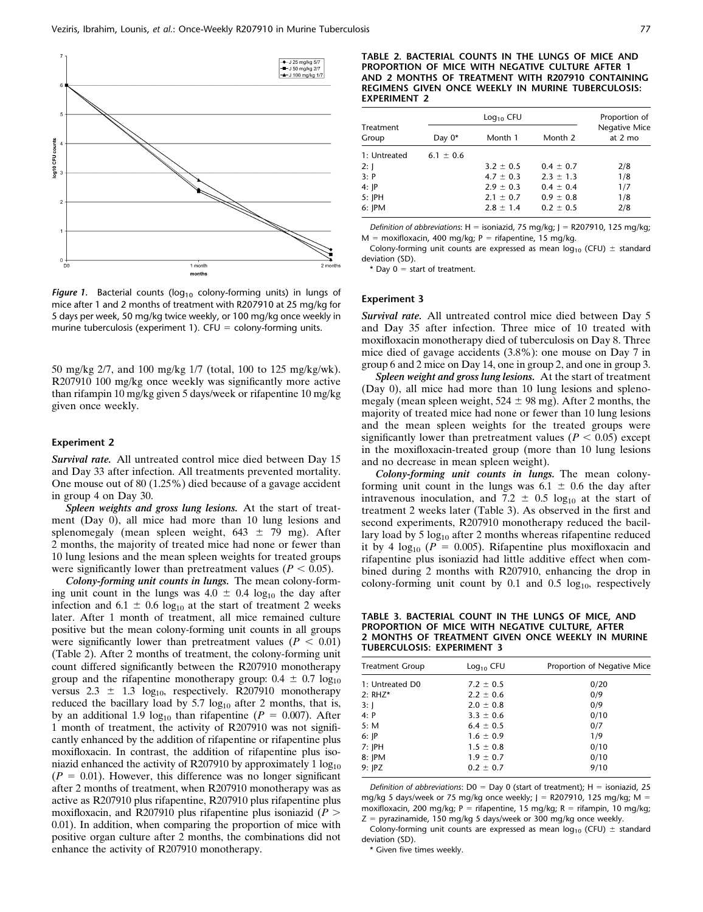*Figure 1.* Bacterial counts ($\log_{10}$ colony-forming units) in lungs of mice after 1 and 2 months of treatment with R207910 at 25 mg/kg for 5 days per week, 50 mg/kg twice weekly, or 100 mg/kg once weekly in murine tuberculosis (experiment 1). CFU = colony-forming units.

50 mg/kg 2/7, and 100 mg/kg 1/7 (total, 100 to 125 mg/kg/wk). R207910 100 mg/kg once weekly was significantly more active than rifampin 10 mg/kg given 5 days/week or rifapentine 10 mg/kg given once weekly.

### Experiment 2

***Survival rate.*** All untreated control mice died between Day 15 and Day 33 after infection. All treatments prevented mortality. One mouse out of 80 (1.25%) died because of a gavage accident in group 4 on Day 30.

***Spleen weights and gross lung lesions.*** At the start of treatment (Day 0), all mice had more than 10 lung lesions and splenomegaly (mean spleen weight, 643 ± 79 mg). After 2 months, the majority of treated mice had none or fewer than 10 lung lesions and the mean spleen weights for treated groups were significantly lower than pretreatment values ($P < 0.05$).

***Colony-forming unit counts in lungs.*** The mean colony-forming unit count in the lungs was 4.0 ± 0.4 $\log_{10}$ the day after infection and 6.1 ± 0.6 $\log_{10}$ at the start of treatment 2 weeks later. After 1 month of treatment, all mice remained culture positive but the mean colony-forming unit counts in all groups were significantly lower than pretreatment values ($P < 0.01$) (Table 2). After 2 months of treatment, the colony-forming unit count differed significantly between the R207910 monotherapy group and the rifapentine monotherapy group: 0.4 ± 0.7 $\log_{10}$ versus 2.3 ± 1.3 $\log_{10}$, respectively. R207910 monotherapy reduced the bacillary load by 5.7 $\log_{10}$ after 2 months, that is, by an additional 1.9 $\log_{10}$ than rifapentine ($P = 0.007$). After 1 month of treatment, the activity of R207910 was not significantly enhanced by the addition of rifapentine or rifapentine plus moxifloxacin. In contrast, the addition of rifapentine plus isoniazid enhanced the activity of R207910 by approximately 1 $\log_{10}$ ($P = 0.01$). However, this difference was no longer significant after 2 months of treatment, when R207910 monotherapy was as active as R207910 plus rifapentine, R207910 plus rifapentine plus moxifloxacin, and R207910 plus rifapentine plus isoniazid ($P > 0.01$). In addition, when comparing the proportion of mice with positive organ culture after 2 months, the combinations did not enhance the activity of R207910 monotherapy.

**TABLE 2. BACTERIAL COUNTS IN THE LUNGS OF MICE AND PROPORTION OF MICE WITH NEGATIVE CULTURE AFTER 1 AND 2 MONTHS OF TREATMENT WITH R207910 CONTAINING REGIMENS GIVEN ONCE WEEKLY IN MURINE TUBERCULOSIS: EXPERIMENT 2**

| Treatment Group | $\log_{10}$ CFU | | | Proportion of Negative Mice at 2 mo |
|---|---|---|---|---|
| | Day 0* | Month 1 | Month 2 | |
| 1: Untreated | 6.1 ± 0.6 | | | |
| 2: J | | 3.2 ± 0.5 | 0.4 ± 0.7 | 2/8 |
| 3: P | | 4.7 ± 0.3 | 2.3 ± 1.3 | 1/8 |
| 4: JP | | 2.9 ± 0.3 | 0.4 ± 0.4 | 1/7 |
| 5: JPH | | 2.1 ± 0.7 | 0.9 ± 0.8 | 1/8 |
| 6: JPM | | 2.8 ± 1.4 | 0.2 ± 0.5 | 2/8 |

*Definition of abbreviations*: H = isoniazid, 75 mg/kg; J = R207910, 125 mg/kg; M = moxifloxacin, 400 mg/kg; P = rifapentine, 15 mg/kg.

Colony-forming unit counts are expressed as mean $\log_{10}$ (CFU) ± standard deviation (SD).

\* Day 0 = start of treatment.

### Experiment 3

***Survival rate.*** All untreated control mice died between Day 5 and Day 35 after infection. Three mice of 10 treated with moxifloxacin monotherapy died of tuberculosis on Day 8. Three mice died of gavage accidents (3.8%): one mouse on Day 7 in group 6 and 2 mice on Day 14, one in group 2, and one in group 3.

***Spleen weight and gross lung lesions.*** At the start of treatment (Day 0), all mice had more than 10 lung lesions and splenomegaly (mean spleen weight, 524 ± 98 mg). After 2 months, the majority of treated mice had none or fewer than 10 lung lesions and the mean spleen weights for the treated groups were significantly lower than pretreatment values ($P < 0.05$) except in the moxifloxacin-treated group (more than 10 lung lesions and no decrease in mean spleen weight).

***Colony-forming unit counts in lungs.*** The mean colony-forming unit count in the lungs was 6.1 ± 0.6 the day after intravenous inoculation, and 7.2 ± 0.5 $\log_{10}$ at the start of treatment 2 weeks later (Table 3). As observed in the first and second experiments, R207910 monotherapy reduced the bacillary load by 5 $\log_{10}$ after 2 months whereas rifapentine reduced it by 4 $\log_{10}$ ($P = 0.005$). Rifapentine plus moxifloxacin and rifapentine plus isoniazid had little additive effect when combined during 2 months with R207910, enhancing the drop in colony-forming unit count by 0.1 and 0.5 $\log_{10}$, respectively

**TABLE 3. BACTERIAL COUNT IN THE LUNGS OF MICE, AND PROPORTION OF MICE WITH NEGATIVE CULTURE, AFTER 2 MONTHS OF TREATMENT GIVEN ONCE WEEKLY IN MURINE TUBERCULOSIS: EXPERIMENT 3**

| Treatment Group | $\log_{10}$ CFU | Proportion of Negative Mice |
|---|---|---|
| 1: Untreated D0 | 7.2 ± 0.5 | 0/20 |
| 2: RHZ* | 2.2 ± 0.6 | 0/9 |
| 3: J | 2.0 ± 0.8 | 0/9 |
| 4: P | 3.3 ± 0.6 | 0/10 |
| 5: M | 6.4 ± 0.5 | 0/7 |
| 6: JP | 1.6 ± 0.9 | 1/9 |
| 7: JPH | 1.5 ± 0.8 | 0/10 |
| 8: JPM | 1.9 ± 0.7 | 0/10 |
| 9: JPZ | 0.2 ± 0.7 | 9/10 |

*Definition of abbreviations*: D0 = Day 0 (start of treatment); H = isoniazid, 25 mg/kg 5 days/week or 75 mg/kg once weekly; J = R207910, 125 mg/kg; M = moxifloxacin, 200 mg/kg; P = rifapentine, 15 mg/kg; R = rifampin, 10 mg/kg; Z = pyrazinamide, 150 mg/kg 5 days/week or 300 mg/kg once weekly.

Colony-forming unit counts are expressed as mean $\log_{10}$ (CFU) ± standard deviation (SD).

\* Given five times weekly.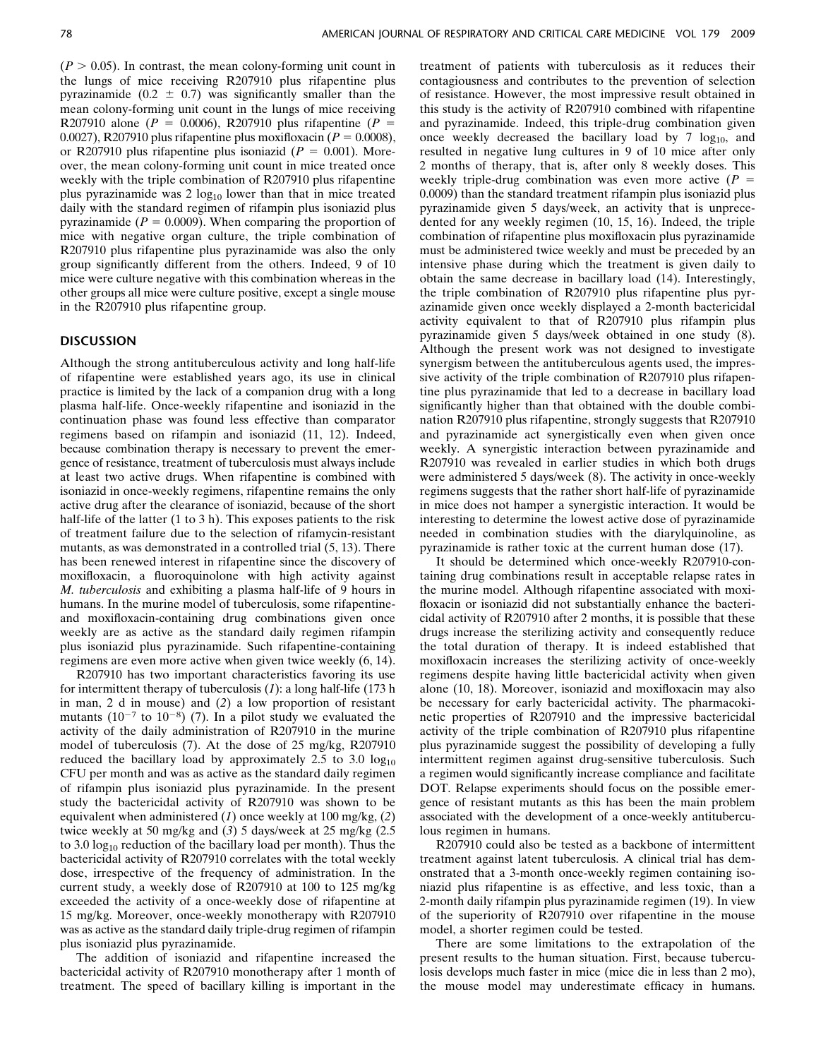($P > 0.05$). In contrast, the mean colony-forming unit count in the lungs of mice receiving R207910 plus rifapentine plus pyrazinamide ($0.2 \pm 0.7$) was significantly smaller than the mean colony-forming unit count in the lungs of mice receiving R207910 alone ($P = 0.0006$), R207910 plus rifapentine ($P = 0.0027$), R207910 plus rifapentine plus moxifloxacin ($P = 0.0008$), or R207910 plus rifapentine plus isoniazid ($P = 0.001$). Moreover, the mean colony-forming unit count in mice treated once weekly with the triple combination of R207910 plus rifapentine plus pyrazinamide was 2 $\log_{10}$ lower than that in mice treated daily with the standard regimen of rifampin plus isoniazid plus pyrazinamide ($P = 0.0009$). When comparing the proportion of mice with negative organ culture, the triple combination of R207910 plus rifapentine plus pyrazinamide was also the only group significantly different from the others. Indeed, 9 of 10 mice were culture negative with this combination whereas in the other groups all mice were culture positive, except a single mouse in the R207910 plus rifapentine group.

## DISCUSSION

Although the strong antituberculous activity and long half-life of rifapentine were established years ago, its use in clinical practice is limited by the lack of a companion drug with a long plasma half-life. Once-weekly rifapentine and isoniazid in the continuation phase was found less effective than comparator regimens based on rifampin and isoniazid (11, 12). Indeed, because combination therapy is necessary to prevent the emergence of resistance, treatment of tuberculosis must always include at least two active drugs. When rifapentine is combined with isoniazid in once-weekly regimens, rifapentine remains the only active drug after the clearance of isoniazid, because of the short half-life of the latter (1 to 3 h). This exposes patients to the risk of treatment failure due to the selection of rifamycin-resistant mutants, as was demonstrated in a controlled trial (5, 13). There has been renewed interest in rifapentine since the discovery of moxifloxacin, a fluoroquinolone with high activity against *M. tuberculosis* and exhibiting a plasma half-life of 9 hours in humans. In the murine model of tuberculosis, some rifapentine- and moxifloxacin-containing drug combinations given once weekly are as active as the standard daily regimen rifampin plus isoniazid plus pyrazinamide. Such rifapentine-containing regimens are even more active when given twice weekly (6, 14).

R207910 has two important characteristics favoring its use for intermittent therapy of tuberculosis (*1*): a long half-life (173 h in man, 2 d in mouse) and (*2*) a low proportion of resistant mutants ($10^{-7}$ to $10^{-8}$) (7). In a pilot study we evaluated the activity of the daily administration of R207910 in the murine model of tuberculosis (7). At the dose of 25 mg/kg, R207910 reduced the bacillary load by approximately 2.5 to 3.0 $\log_{10}$ CFU per month and was as active as the standard daily regimen of rifampin plus isoniazid plus pyrazinamide. In the present study the bactericidal activity of R207910 was shown to be equivalent when administered (*1*) once weekly at 100 mg/kg, (*2*) twice weekly at 50 mg/kg and (*3*) 5 days/week at 25 mg/kg (2.5 to 3.0 $\log_{10}$ reduction of the bacillary load per month). Thus the bactericidal activity of R207910 correlates with the total weekly dose, irrespective of the frequency of administration. In the current study, a weekly dose of R207910 at 100 to 125 mg/kg exceeded the activity of a once-weekly dose of rifapentine at 15 mg/kg. Moreover, once-weekly monotherapy with R207910 was as active as the standard daily triple-drug regimen of rifampin plus isoniazid plus pyrazinamide.

The addition of isoniazid and rifapentine increased the bactericidal activity of R207910 monotherapy after 1 month of treatment. The speed of bacillary killing is important in the treatment of patients with tuberculosis as it reduces their contagiousness and contributes to the prevention of selection of resistance. However, the most impressive result obtained in this study is the activity of R207910 combined with rifapentine and pyrazinamide. Indeed, this triple-drug combination given once weekly decreased the bacillary load by 7 $\log_{10}$, and resulted in negative lung cultures in 9 of 10 mice after only 2 months of therapy, that is, after only 8 weekly doses. This weekly triple-drug combination was even more active ($P = 0.0009$) than the standard treatment rifampin plus isoniazid plus pyrazinamide given 5 days/week, an activity that is unprecedented for any weekly regimen (10, 15, 16). Indeed, the triple combination of rifapentine plus moxifloxacin plus pyrazinamide must be administered twice weekly and must be preceded by an intensive phase during which the treatment is given daily to obtain the same decrease in bacillary load (14). Interestingly, the triple combination of R207910 plus rifapentine plus pyrazinamide given once weekly displayed a 2-month bactericidal activity equivalent to that of R207910 plus rifampin plus pyrazinamide given 5 days/week obtained in one study (8). Although the present work was not designed to investigate synergism between the antituberculous agents used, the impressive activity of the triple combination of R207910 plus rifapentine plus pyrazinamide that led to a decrease in bacillary load significantly higher than that obtained with the double combination R207910 plus rifapentine, strongly suggests that R207910 and pyrazinamide act synergistically even when given once weekly. A synergistic interaction between pyrazinamide and R207910 was revealed in earlier studies in which both drugs were administered 5 days/week (8). The activity in once-weekly regimens suggests that the rather short half-life of pyrazinamide in mice does not hamper a synergistic interaction. It would be interesting to determine the lowest active dose of pyrazinamide needed in combination studies with the diarylquinoline, as pyrazinamide is rather toxic at the current human dose (17).

It should be determined which once-weekly R207910-containing drug combinations result in acceptable relapse rates in the murine model. Although rifapentine associated with moxifloxacin or isoniazid did not substantially enhance the bactericidal activity of R207910 after 2 months, it is possible that these drugs increase the sterilizing activity and consequently reduce the total duration of therapy. It is indeed established that moxifloxacin increases the sterilizing activity of once-weekly regimens despite having little bactericidal activity when given alone (10, 18). Moreover, isoniazid and moxifloxacin may also be necessary for early bactericidal activity. The pharmacokinetic properties of R207910 and the impressive bactericidal activity of the triple combination of R207910 plus rifapentine plus pyrazinamide suggest the possibility of developing a fully intermittent regimen against drug-sensitive tuberculosis. Such a regimen would significantly increase compliance and facilitate DOT. Relapse experiments should focus on the possible emergence of resistant mutants as this has been the main problem associated with the development of a once-weekly antituberculous regimen in humans.

R207910 could also be tested as a backbone of intermittent treatment against latent tuberculosis. A clinical trial has demonstrated that a 3-month once-weekly regimen containing isoniazid plus rifapentine is as effective, and less toxic, than a 2-month daily rifampin plus pyrazinamide regimen (19). In view of the superiority of R207910 over rifapentine in the mouse model, a shorter regimen could be tested.

There are some limitations to the extrapolation of the present results to the human situation. First, because tuberculosis develops much faster in mice (mice die in less than 2 mo), the mouse model may underestimate efficacy in humans.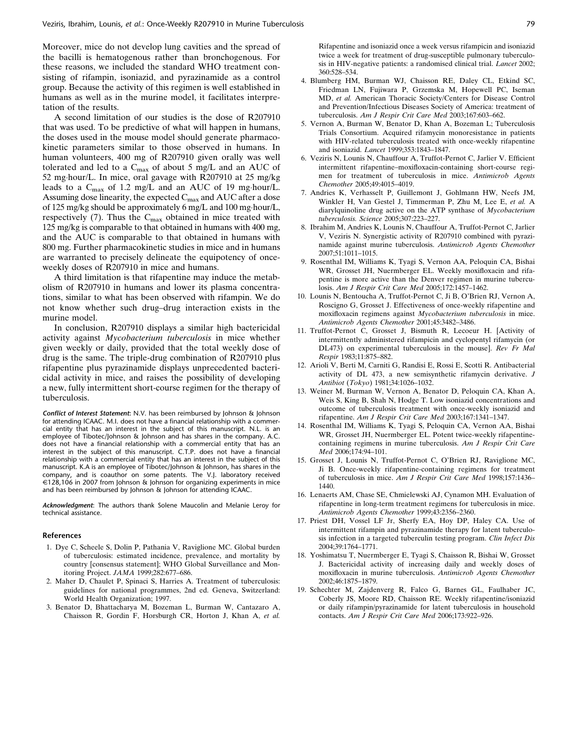Moreover, mice do not develop lung cavities and the spread of the bacilli is hematogenous rather than bronchogenous. For these reasons, we included the standard WHO treatment consisting of rifampin, isoniazid, and pyrazinamide as a control group. Because the activity of this regimen is well established in humans as well as in the murine model, it facilitates interpretation of the results.

A second limitation of our studies is the dose of R207910 that was used. To be predictive of what will happen in humans, the doses used in the mouse model should generate pharmacokinetic parameters similar to those observed in humans. In human volunteers, 400 mg of R207910 given orally was well tolerated and led to a $C_{max}$ of about 5 mg/L and an AUC of 52 mg·hour/L. In mice, oral gavage with R207910 at 25 mg/kg leads to a $C_{max}$ of 1.2 mg/L and an AUC of 19 mg·hour/L. Assuming dose linearity, the expected $C_{max}$ and AUC after a dose of 125 mg/kg should be approximately 6 mg/L and 100 mg·hour/L, respectively (7). Thus the $C_{max}$ obtained in mice treated with 125 mg/kg is comparable to that obtained in humans with 400 mg, and the AUC is comparable to that obtained in humans with 800 mg. Further pharmacokinetic studies in mice and in humans are warranted to precisely delineate the equipotency of once-weekly doses of R207910 in mice and humans.

A third limitation is that rifapentine may induce the metabolism of R207910 in humans and lower its plasma concentrations, similar to what has been observed with rifampin. We do not know whether such drug–drug interaction exists in the murine model.

In conclusion, R207910 displays a similar high bactericidal activity against *Mycobacterium tuberculosis* in mice whether given weekly or daily, provided that the total weekly dose of drug is the same. The triple-drug combination of R207910 plus rifapentine plus pyrazinamide displays unprecedented bactericidal activity in mice, and raises the possibility of developing a new, fully intermittent short-course regimen for the therapy of tuberculosis.

***Conflict of Interest Statement*:** N.V. has been reimbursed by Johnson & Johnson for attending ICAAC. M.I. does not have a financial relationship with a commercial entity that has an interest in the subject of this manuscript. N.L. is an employee of Tibotec/Johnson & Johnson and has shares in the company. A.C. does not have a financial relationship with a commercial entity that has an interest in the subject of this manuscript. C.T.P. does not have a financial relationship with a commercial entity that has an interest in the subject of this manuscript. K.A is an employee of Tibotec/Johnson & Johnson, has shares in the company, and is coauthor on some patents. The V.J. laboratory received €128,106 in 2007 from Johnson & Johnson for organizing experiments in mice and has been reimbursed by Johnson & Johnson for attending ICAAC.

***Acknowledgment*:** The authors thank Solene Maucolin and Melanie Leroy for technical assistance.

## References

1. Dye C, Scheele S, Dolin P, Pathania V, Raviglione MC. Global burden of tuberculosis: estimated incidence, prevalence, and mortality by country [consensus statement]: WHO Global Surveillance and Monitoring Project. *JAMA* 1999;282:677–686.
2. Maher D, Chaulet P, Spinaci S, Harries A. Treatment of tuberculosis: guidelines for national programmes, 2nd ed. Geneva, Switzerland: World Health Organization; 1997.
3. Benator D, Bhattacharya M, Bozeman L, Burman W, Cantazaro A, Chaisson R, Gordin F, Horsburgh CR, Horton J, Khan A, *et al.* Rifapentine and isoniazid once a week versus rifampicin and isoniazid twice a week for treatment of drug-susceptible pulmonary tuberculosis in HIV-negative patients: a randomised clinical trial. *Lancet* 2002; 360:528–534.
4. Blumberg HM, Burman WJ, Chaisson RE, Daley CL, Etkind SC, Friedman LN, Fujiwara P, Grzemska M, Hopewell PC, Iseman MD, *et al.* American Thoracic Society/Centers for Disease Control and Prevention/Infectious Diseases Society of America: treatment of tuberculosis. *Am J Respir Crit Care Med* 2003;167:603–662.
5. Vernon A, Burman W, Benator D, Khan A, Bozeman L; Tuberculosis Trials Consortium. Acquired rifamycin monoresistance in patients with HIV-related tuberculosis treated with once-weekly rifapentine and isoniazid. *Lancet* 1999;353:1843–1847.
6. Veziris N, Lounis N, Chauffour A, Truffot-Pernot C, Jarlier V. Efficient intermittent rifapentine–moxifloxacin-containing short-course regimen for treatment of tuberculosis in mice. *Antimicrob Agents Chemother* 2005;49:4015–4019.
7. Andries K, Verhasselt P, Guillemont J, Gohlmann HW, Neefs JM, Winkler H, Van Gestel J, Timmerman P, Zhu M, Lee E, *et al.* A diarylquinoline drug active on the ATP synthase of *Mycobacterium tuberculosis*. *Science* 2005;307:223–227.
8. Ibrahim M, Andries K, Lounis N, Chauffour A, Truffot-Pernot C, Jarlier V, Veziris N. Synergistic activity of R207910 combined with pyrazinamide against murine tuberculosis. *Antimicrob Agents Chemother* 2007;51:1011–1015.
9. Rosenthal IM, Williams K, Tyagi S, Vernon AA, Peloquin CA, Bishai WR, Grosset JH, Nuermberger EL. Weekly moxifloxacin and rifapentine is more active than the Denver regimen in murine tuberculosis. *Am J Respir Crit Care Med* 2005;172:1457–1462.
10. Lounis N, Bentoucha A, Truffot-Pernot C, Ji B, O'Brien RJ, Vernon A, Roscigno G, Grosset J. Effectiveness of once-weekly rifapentine and moxifloxacin regimens against *Mycobacterium tuberculosis* in mice. *Antimicrob Agents Chemother* 2001;45:3482–3486.
11. Truffot-Pernot C, Grosset J, Bismuth R, Lecoeur H. [Activity of intermittently administered rifampicin and cyclopentyl rifamycin (or DL473) on experimental tuberculosis in the mouse]. *Rev Fr Mal Respir* 1983;11:875–882.
12. Arioli V, Berti M, Carniti G, Randisi E, Rossi E, Scotti R. Antibacterial activity of DL 473, a new semisynthetic rifamycin derivative. *J Antibiot* (*Tokyo*) 1981;34:1026–1032.
13. Weiner M, Burman W, Vernon A, Benator D, Peloquin CA, Khan A, Weis S, King B, Shah N, Hodge T. Low isoniazid concentrations and outcome of tuberculosis treatment with once-weekly isoniazid and rifapentine. *Am J Respir Crit Care Med* 2003;167:1341–1347.
14. Rosenthal IM, Williams K, Tyagi S, Peloquin CA, Vernon AA, Bishai WR, Grosset JH, Nuermberger EL. Potent twice-weekly rifapentine-containing regimens in murine tuberculosis. *Am J Respir Crit Care Med* 2006;174:94–101.
15. Grosset J, Lounis N, Truffot-Pernot C, O'Brien RJ, Raviglione MC, Ji B. Once-weekly rifapentine-containing regimens for treatment of tuberculosis in mice. *Am J Respir Crit Care Med* 1998;157:1436–1440.
16. Lenaerts AM, Chase SE, Chmielewski AJ, Cynamon MH. Evaluation of rifapentine in long-term treatment regimens for tuberculosis in mice. *Antimicrob Agents Chemother* 1999;43:2356–2360.
17. Priest DH, Vossel LF Jr, Sherfy EA, Hoy DP, Haley CA. Use of intermittent rifampin and pyrazinamide therapy for latent tuberculosis infection in a targeted tuberculin testing program. *Clin Infect Dis* 2004;39:1764–1771.
18. Yoshimatsu T, Nuermberger E, Tyagi S, Chaisson R, Bishai W, Grosset J. Bactericidal activity of increasing daily and weekly doses of moxifloxacin in murine tuberculosis. *Antimicrob Agents Chemother* 2002;46:1875–1879.
19. Schechter M, Zajdenverg R, Falco G, Barnes GL, Faulhaber JC, Coberly JS, Moore RD, Chaisson RE. Weekly rifapentine/isoniazid or daily rifampin/pyrazinamide for latent tuberculosis in household contacts. *Am J Respir Crit Care Med* 2006;173:922–926.